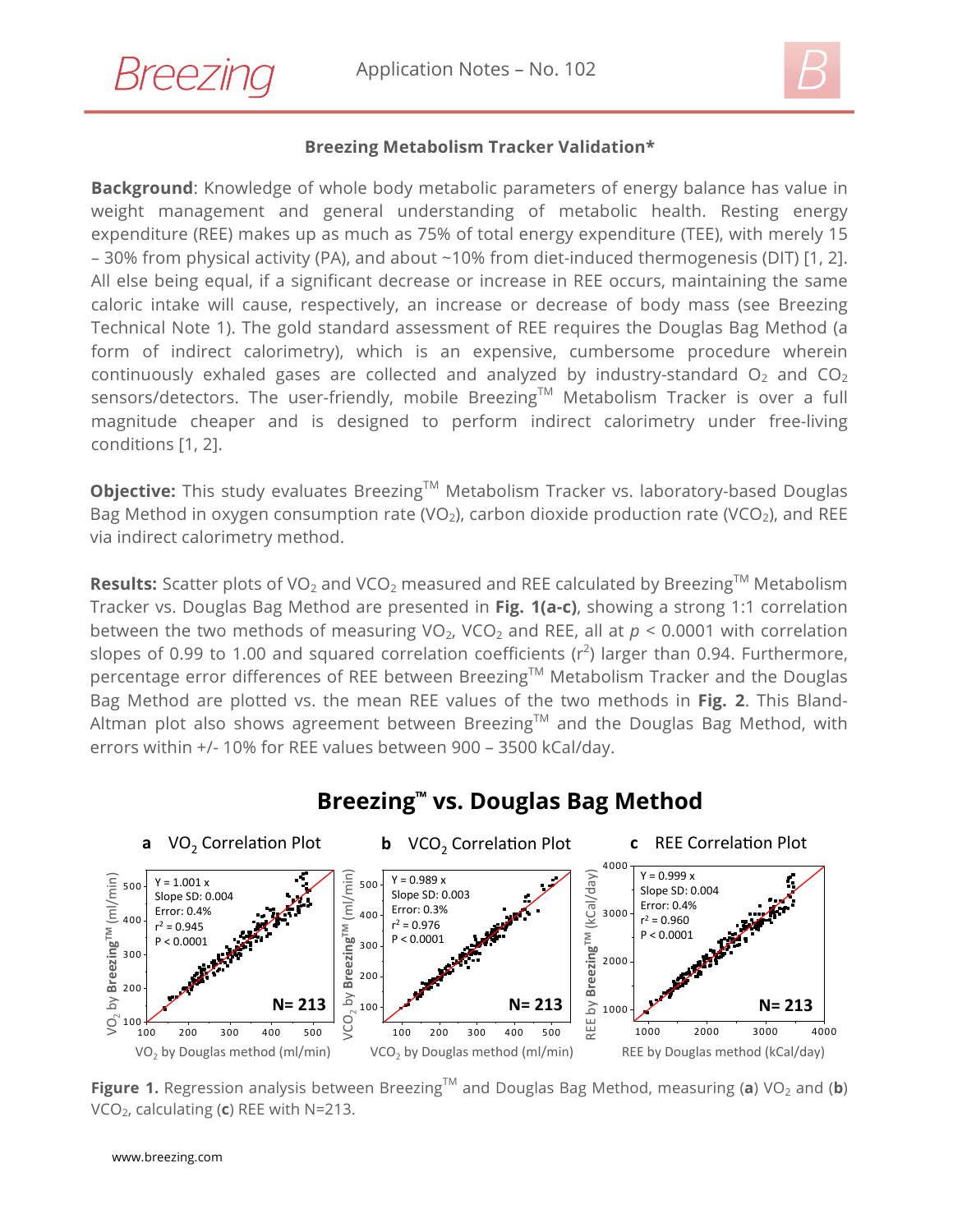**Breezing Metabolism Tracker Validation***

**Background**: Knowledge of whole body metabolic parameters of energy balance has value in weight management and general understanding of metabolic health. Resting energy expenditure (REE) makes up as much as 75% of total energy expenditure (TEE), with merely 15 – 30% from physical activity (PA), and about ~10% from diet-induced thermogenesis (DIT) [1, 2]. All else being equal, if a significant decrease or increase in REE occurs, maintaining the same caloric intake will cause, respectively, an increase or decrease of body mass (see Breezing Technical Note 1). The gold standard assessment of REE requires the Douglas Bag Method (a form of indirect calorimetry), which is an expensive, cumbersome procedure wherein continuously exhaled gases are collected and analyzed by industry-standard $O_2$ and $CO_2$ sensors/detectors. The user-friendly, mobile Breezing™ Metabolism Tracker is over a full magnitude cheaper and is designed to perform indirect calorimetry under free-living conditions [1, 2].

**Objective:** This study evaluates Breezing™ Metabolism Tracker vs. laboratory-based Douglas Bag Method in oxygen consumption rate ($VO_2$), carbon dioxide production rate ($VCO_2$), and REE via indirect calorimetry method.

**Results:** Scatter plots of $VO_2$ and $VCO_2$ measured and REE calculated by Breezing™ Metabolism Tracker vs. Douglas Bag Method are presented in **Fig. 1(a-c)**, showing a strong 1:1 correlation between the two methods of measuring $VO_2$, $VCO_2$ and REE, all at $p < 0.0001$ with correlation slopes of 0.99 to 1.00 and squared correlation coefficients ($r^2$) larger than 0.94. Furthermore, percentage error differences of REE between Breezing™ Metabolism Tracker and the Douglas Bag Method are plotted vs. the mean REE values of the two methods in **Fig. 2**. This Bland-Altman plot also shows agreement between Breezing™ and the Douglas Bag Method, with errors within +/- 10% for REE values between 900 – 3500 kCal/day.

**Breezing™ vs. Douglas Bag Method**

**a** $VO_2$ Correlation Plot — Y = 1.001 x; Slope SD: 0.004; Error: 0.4%; $r^2 = 0.945$; $P < 0.0001$; N= 213. Axes: $VO_2$ by Breezing™ (ml/min) vs. $VO_2$ by Douglas method (ml/min)

**b** $VCO_2$ Correlation Plot — Y = 0.989 x; Slope SD: 0.003; Error: 0.3%; $r^2 = 0.976$; $P < 0.0001$; N= 213. Axes: $VCO_2$ by Breezing™ (ml/min) vs. $VCO_2$ by Douglas method (ml/min)

**c** REE Correlation Plot — Y = 0.999 x; Slope SD: 0.004; Error: 0.4%; $r^2 = 0.960$; $P < 0.0001$; N= 213. Axes: REE by Breezing™ (kCal/day) vs. REE by Douglas method (kCal/day)

**Figure 1.** Regression analysis between Breezing™ and Douglas Bag Method, measuring (**a**) $VO_2$ and (**b**) $VCO_2$, calculating (**c**) REE with N=213.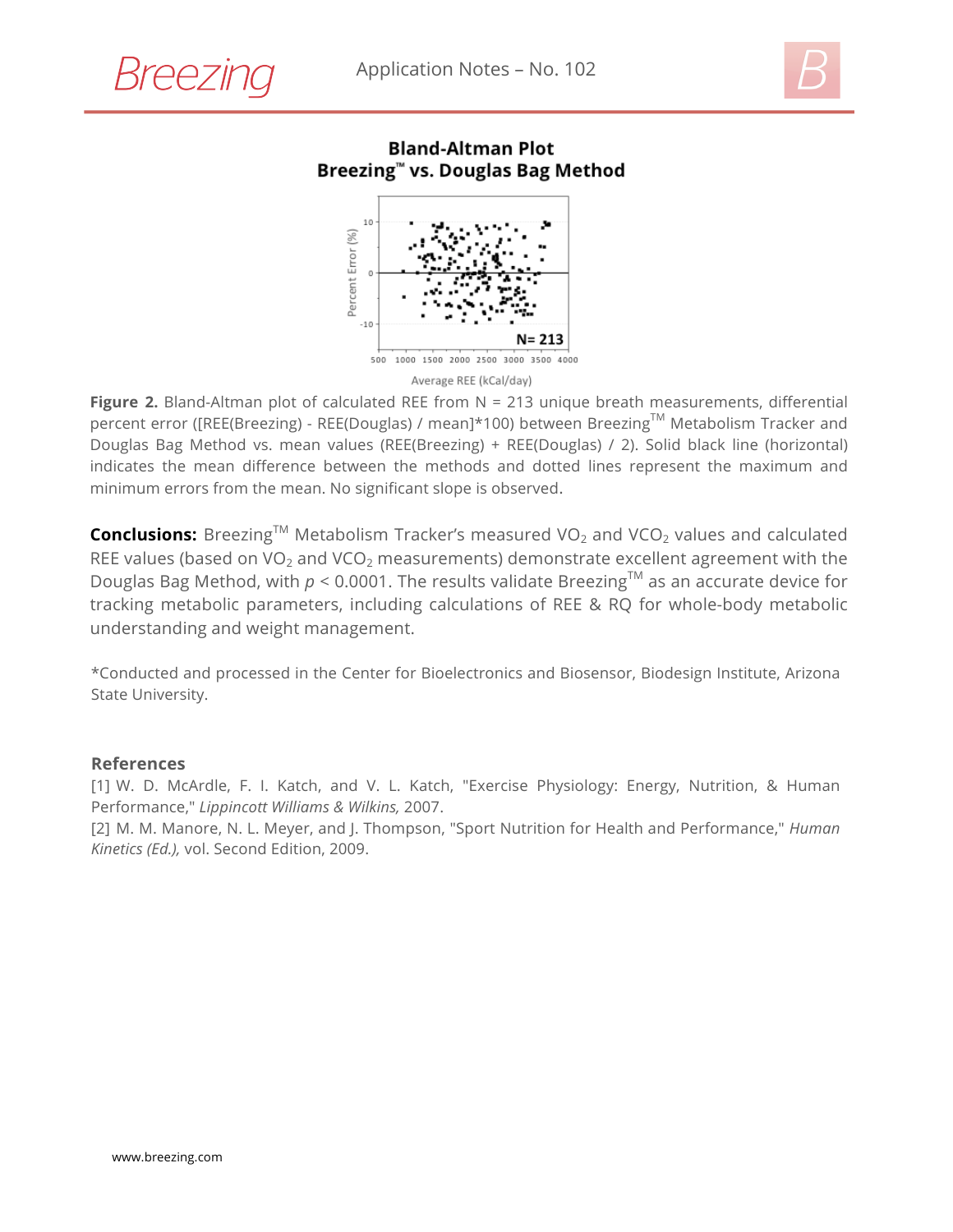**Bland-Altman Plot**
**Breezing™ vs. Douglas Bag Method**

Percent Error (%)

10

0

-10

N= 213

500 1000 1500 2000 2500 3000 3500 4000

Average REE (kCal/day)

**Figure 2.** Bland-Altman plot of calculated REE from N = 213 unique breath measurements, differential percent error ([REE(Breezing) - REE(Douglas) / mean]*100) between Breezing™ Metabolism Tracker and Douglas Bag Method vs. mean values (REE(Breezing) + REE(Douglas) / 2). Solid black line (horizontal) indicates the mean difference between the methods and dotted lines represent the maximum and minimum errors from the mean. No significant slope is observed.

**Conclusions:** Breezing™ Metabolism Tracker's measured $VO_2$ and $VCO_2$ values and calculated REE values (based on $VO_2$ and $VCO_2$ measurements) demonstrate excellent agreement with the Douglas Bag Method, with $p < 0.0001$. The results validate Breezing™ as an accurate device for tracking metabolic parameters, including calculations of REE & RQ for whole-body metabolic understanding and weight management.

*Conducted and processed in the Center for Bioelectronics and Biosensor, Biodesign Institute, Arizona State University.

### References

[1] W. D. McArdle, F. I. Katch, and V. L. Katch, "Exercise Physiology: Energy, Nutrition, & Human Performance," *Lippincott Williams & Wilkins,* 2007.

[2] M. M. Manore, N. L. Meyer, and J. Thompson, "Sport Nutrition for Health and Performance," *Human Kinetics (Ed.),* vol. Second Edition, 2009.